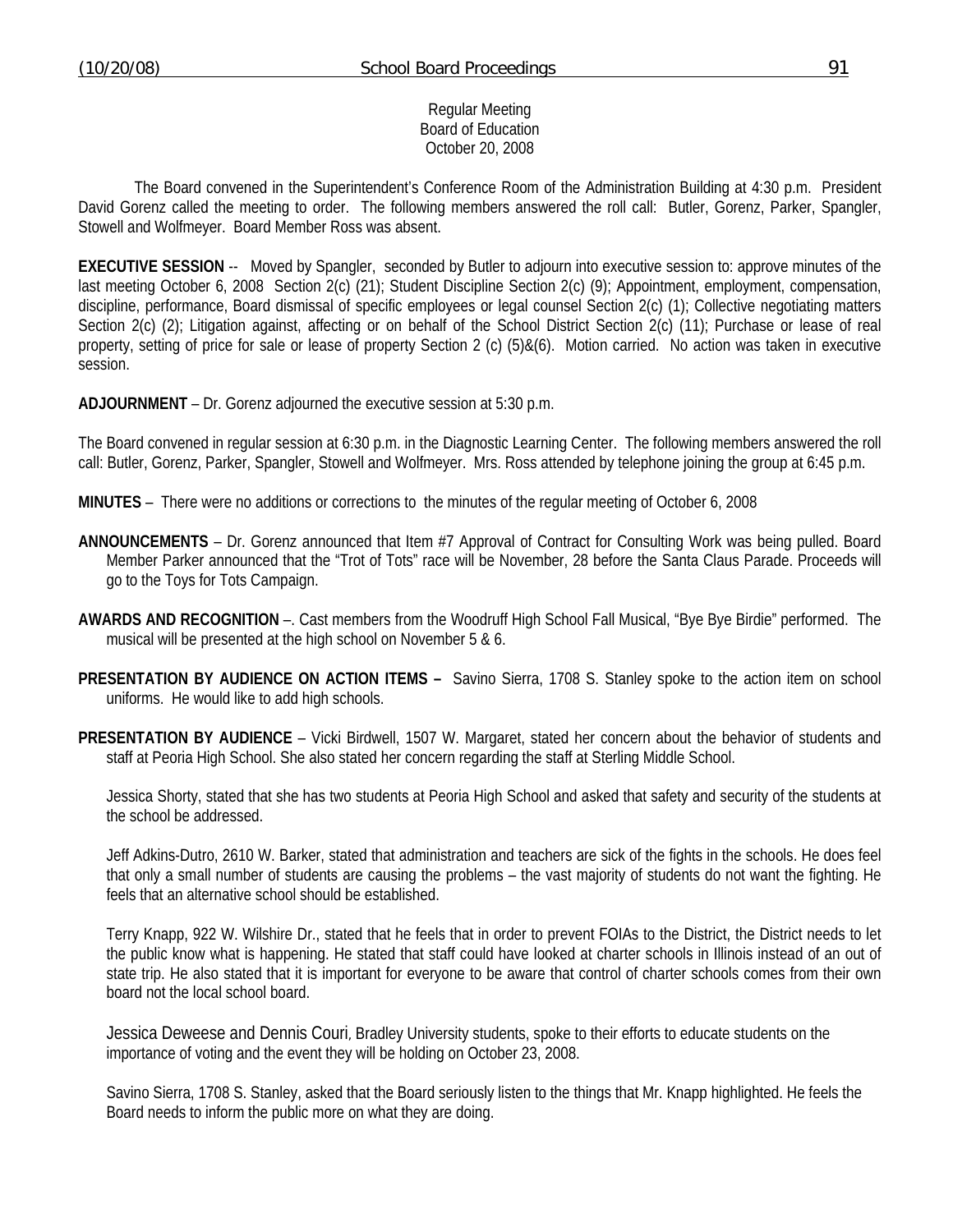Regular Meeting
Board of Education
October 20, 2008

The Board convened in the Superintendent's Conference Room of the Administration Building at 4:30 p.m. President David Gorenz called the meeting to order. The following members answered the roll call: Butler, Gorenz, Parker, Spangler, Stowell and Wolfmeyer. Board Member Ross was absent.

**EXECUTIVE SESSION** -- Moved by Spangler, seconded by Butler to adjourn into executive session to: approve minutes of the last meeting October 6, 2008 Section 2(c) (21); Student Discipline Section 2(c) (9); Appointment, employment, compensation, discipline, performance, Board dismissal of specific employees or legal counsel Section 2(c) (1); Collective negotiating matters Section 2(c) (2); Litigation against, affecting or on behalf of the School District Section 2(c) (11); Purchase or lease of real property, setting of price for sale or lease of property Section 2 (c) (5)&(6). Motion carried. No action was taken in executive session.

**ADJOURNMENT** – Dr. Gorenz adjourned the executive session at 5:30 p.m.

The Board convened in regular session at 6:30 p.m. in the Diagnostic Learning Center. The following members answered the roll call: Butler, Gorenz, Parker, Spangler, Stowell and Wolfmeyer. Mrs. Ross attended by telephone joining the group at 6:45 p.m.

**MINUTES** – There were no additions or corrections to the minutes of the regular meeting of October 6, 2008

**ANNOUNCEMENTS** – Dr. Gorenz announced that Item #7 Approval of Contract for Consulting Work was being pulled. Board Member Parker announced that the "Trot of Tots" race will be November, 28 before the Santa Claus Parade. Proceeds will go to the Toys for Tots Campaign.

**AWARDS AND RECOGNITION** –. Cast members from the Woodruff High School Fall Musical, "Bye Bye Birdie" performed. The musical will be presented at the high school on November 5 & 6.

**PRESENTATION BY AUDIENCE ON ACTION ITEMS –** Savino Sierra, 1708 S. Stanley spoke to the action item on school uniforms. He would like to add high schools.

**PRESENTATION BY AUDIENCE** – Vicki Birdwell, 1507 W. Margaret, stated her concern about the behavior of students and staff at Peoria High School. She also stated her concern regarding the staff at Sterling Middle School.

Jessica Shorty, stated that she has two students at Peoria High School and asked that safety and security of the students at the school be addressed.

Jeff Adkins-Dutro, 2610 W. Barker, stated that administration and teachers are sick of the fights in the schools. He does feel that only a small number of students are causing the problems – the vast majority of students do not want the fighting. He feels that an alternative school should be established.

Terry Knapp, 922 W. Wilshire Dr., stated that he feels that in order to prevent FOIAs to the District, the District needs to let the public know what is happening. He stated that staff could have looked at charter schools in Illinois instead of an out of state trip. He also stated that it is important for everyone to be aware that control of charter schools comes from their own board not the local school board.

Jessica Deweese and Dennis Couri, Bradley University students, spoke to their efforts to educate students on the importance of voting and the event they will be holding on October 23, 2008.

Savino Sierra, 1708 S. Stanley, asked that the Board seriously listen to the things that Mr. Knapp highlighted. He feels the Board needs to inform the public more on what they are doing.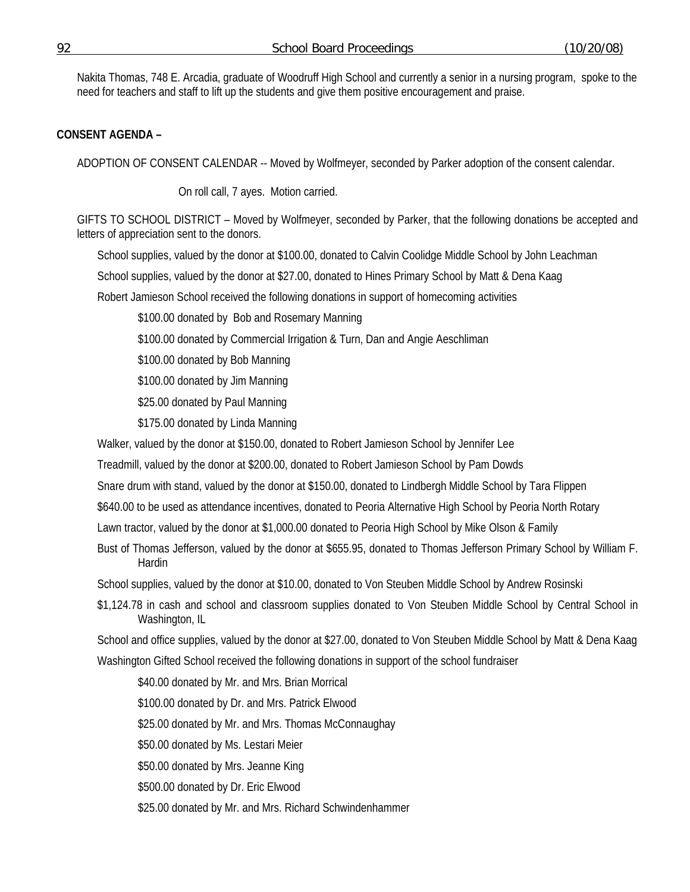Nakita Thomas, 748 E. Arcadia, graduate of Woodruff High School and currently a senior in a nursing program, spoke to the need for teachers and staff to lift up the students and give them positive encouragement and praise.

**CONSENT AGENDA –**

ADOPTION OF CONSENT CALENDAR -- Moved by Wolfmeyer, seconded by Parker adoption of the consent calendar.

On roll call, 7 ayes. Motion carried.

GIFTS TO SCHOOL DISTRICT – Moved by Wolfmeyer, seconded by Parker, that the following donations be accepted and letters of appreciation sent to the donors.

School supplies, valued by the donor at $100.00, donated to Calvin Coolidge Middle School by John Leachman

School supplies, valued by the donor at $27.00, donated to Hines Primary School by Matt & Dena Kaag

Robert Jamieson School received the following donations in support of homecoming activities

- $100.00 donated by Bob and Rosemary Manning
- $100.00 donated by Commercial Irrigation & Turn, Dan and Angie Aeschliman
- $100.00 donated by Bob Manning
- $100.00 donated by Jim Manning
- $25.00 donated by Paul Manning
- $175.00 donated by Linda Manning

Walker, valued by the donor at $150.00, donated to Robert Jamieson School by Jennifer Lee

Treadmill, valued by the donor at $200.00, donated to Robert Jamieson School by Pam Dowds

Snare drum with stand, valued by the donor at $150.00, donated to Lindbergh Middle School by Tara Flippen

$640.00 to be used as attendance incentives, donated to Peoria Alternative High School by Peoria North Rotary

Lawn tractor, valued by the donor at $1,000.00 donated to Peoria High School by Mike Olson & Family

Bust of Thomas Jefferson, valued by the donor at $655.95, donated to Thomas Jefferson Primary School by William F. Hardin

School supplies, valued by the donor at $10.00, donated to Von Steuben Middle School by Andrew Rosinski

$1,124.78 in cash and school and classroom supplies donated to Von Steuben Middle School by Central School in Washington, IL

School and office supplies, valued by the donor at $27.00, donated to Von Steuben Middle School by Matt & Dena Kaag

Washington Gifted School received the following donations in support of the school fundraiser

- $40.00 donated by Mr. and Mrs. Brian Morrical
- $100.00 donated by Dr. and Mrs. Patrick Elwood
- $25.00 donated by Mr. and Mrs. Thomas McConnaughay
- $50.00 donated by Ms. Lestari Meier
- $50.00 donated by Mrs. Jeanne King
- $500.00 donated by Dr. Eric Elwood
- $25.00 donated by Mr. and Mrs. Richard Schwindenhammer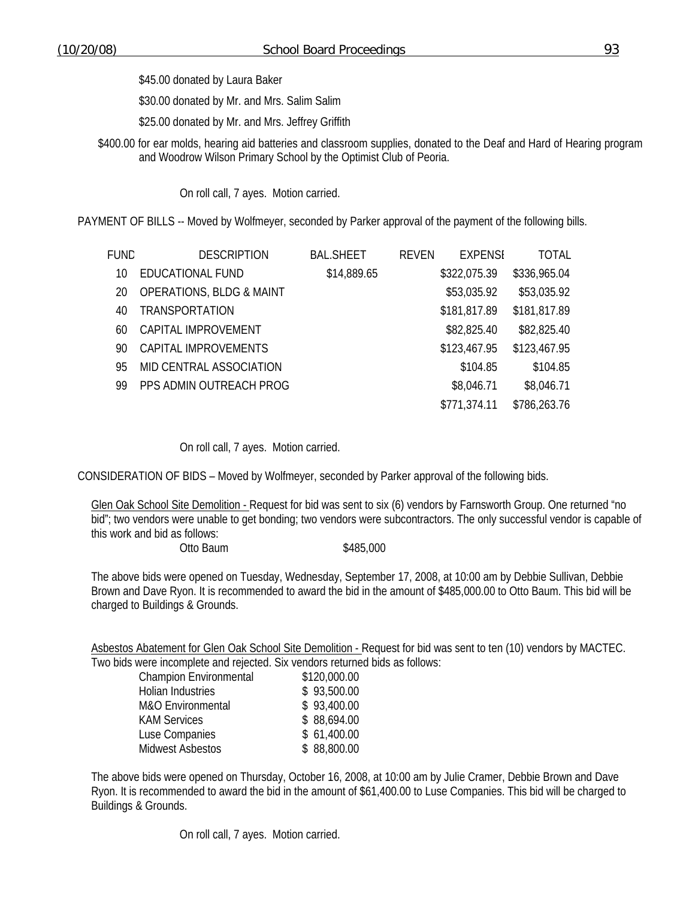$45.00 donated by Laura Baker

$30.00 donated by Mr. and Mrs. Salim Salim

$25.00 donated by Mr. and Mrs. Jeffrey Griffith

$400.00 for ear molds, hearing aid batteries and classroom supplies, donated to the Deaf and Hard of Hearing program and Woodrow Wilson Primary School by the Optimist Club of Peoria.

On roll call, 7 ayes. Motion carried.

PAYMENT OF BILLS -- Moved by Wolfmeyer, seconded by Parker approval of the payment of the following bills.

| FUND | DESCRIPTION | BAL.SHEET | REVEN | EXPENSE | TOTAL |
|---|---|---|---|---|---|
| 10 | EDUCATIONAL FUND | $14,889.65 | | $322,075.39 | $336,965.04 |
| 20 | OPERATIONS, BLDG & MAINT | | | $53,035.92 | $53,035.92 |
| 40 | TRANSPORTATION | | | $181,817.89 | $181,817.89 |
| 60 | CAPITAL IMPROVEMENT | | | $82,825.40 | $82,825.40 |
| 90 | CAPITAL IMPROVEMENTS | | | $123,467.95 | $123,467.95 |
| 95 | MID CENTRAL ASSOCIATION | | | $104.85 | $104.85 |
| 99 | PPS ADMIN OUTREACH PROG | | | $8,046.71 | $8,046.71 |
| | | | | $771,374.11 | $786,263.76 |

On roll call, 7 ayes. Motion carried.

CONSIDERATION OF BIDS – Moved by Wolfmeyer, seconded by Parker approval of the following bids.

Glen Oak School Site Demolition - Request for bid was sent to six (6) vendors by Farnsworth Group. One returned "no bid"; two vendors were unable to get bonding; two vendors were subcontractors. The only successful vendor is capable of this work and bid as follows:

| | |
|---|---|
| Otto Baum | $485,000 |

The above bids were opened on Tuesday, Wednesday, September 17, 2008, at 10:00 am by Debbie Sullivan, Debbie Brown and Dave Ryon. It is recommended to award the bid in the amount of $485,000.00 to Otto Baum. This bid will be charged to Buildings & Grounds.

Asbestos Abatement for Glen Oak School Site Demolition - Request for bid was sent to ten (10) vendors by MACTEC. Two bids were incomplete and rejected. Six vendors returned bids as follows:

| | |
|---|---|
| Champion Environmental | $120,000.00 |
| Holian Industries | $ 93,500.00 |
| M&O Environmental | $ 93,400.00 |
| KAM Services | $ 88,694.00 |
| Luse Companies | $ 61,400.00 |
| Midwest Asbestos | $ 88,800.00 |

The above bids were opened on Thursday, October 16, 2008, at 10:00 am by Julie Cramer, Debbie Brown and Dave Ryon. It is recommended to award the bid in the amount of $61,400.00 to Luse Companies. This bid will be charged to Buildings & Grounds.

On roll call, 7 ayes. Motion carried.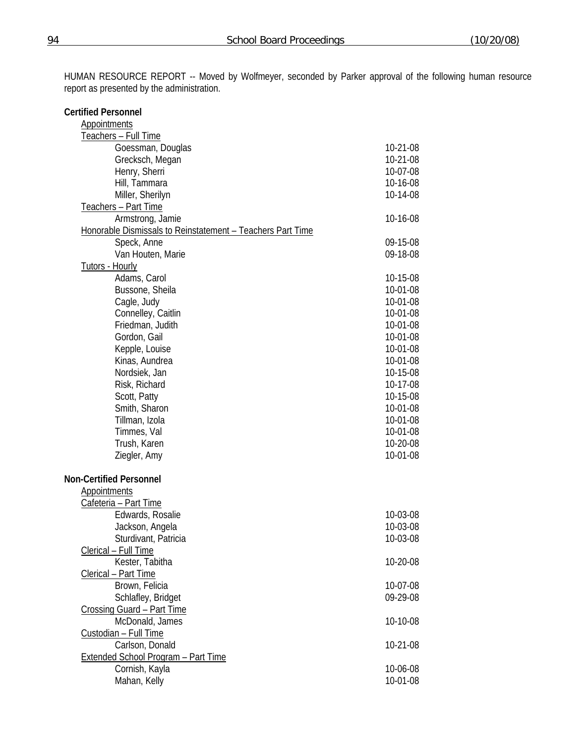HUMAN RESOURCE REPORT -- Moved by Wolfmeyer, seconded by Parker approval of the following human resource report as presented by the administration.

**Certified Personnel**

Appointments

Teachers – Full Time

| | |
|---|---|
| Goessman, Douglas | 10-21-08 |
| Grecksch, Megan | 10-21-08 |
| Henry, Sherri | 10-07-08 |
| Hill, Tammara | 10-16-08 |
| Miller, Sherilyn | 10-14-08 |

Teachers – Part Time

| | |
|---|---|
| Armstrong, Jamie | 10-16-08 |

Honorable Dismissals to Reinstatement – Teachers Part Time

| | |
|---|---|
| Speck, Anne | 09-15-08 |
| Van Houten, Marie | 09-18-08 |

Tutors - Hourly

| | |
|---|---|
| Adams, Carol | 10-15-08 |
| Bussone, Sheila | 10-01-08 |
| Cagle, Judy | 10-01-08 |
| Connelley, Caitlin | 10-01-08 |
| Friedman, Judith | 10-01-08 |
| Gordon, Gail | 10-01-08 |
| Kepple, Louise | 10-01-08 |
| Kinas, Aundrea | 10-01-08 |
| Nordsiek, Jan | 10-15-08 |
| Risk, Richard | 10-17-08 |
| Scott, Patty | 10-15-08 |
| Smith, Sharon | 10-01-08 |
| Tillman, Izola | 10-01-08 |
| Timmes, Val | 10-01-08 |
| Trush, Karen | 10-20-08 |
| Ziegler, Amy | 10-01-08 |

**Non-Certified Personnel**

Appointments

Cafeteria – Part Time

| | |
|---|---|
| Edwards, Rosalie | 10-03-08 |
| Jackson, Angela | 10-03-08 |
| Sturdivant, Patricia | 10-03-08 |

Clerical – Full Time

| | |
|---|---|
| Kester, Tabitha | 10-20-08 |

Clerical – Part Time

| | |
|---|---|
| Brown, Felicia | 10-07-08 |
| Schlafley, Bridget | 09-29-08 |

Crossing Guard – Part Time

| | |
|---|---|
| McDonald, James | 10-10-08 |

Custodian – Full Time

| | |
|---|---|
| Carlson, Donald | 10-21-08 |

Extended School Program – Part Time

| | |
|---|---|
| Cornish, Kayla | 10-06-08 |
| Mahan, Kelly | 10-01-08 |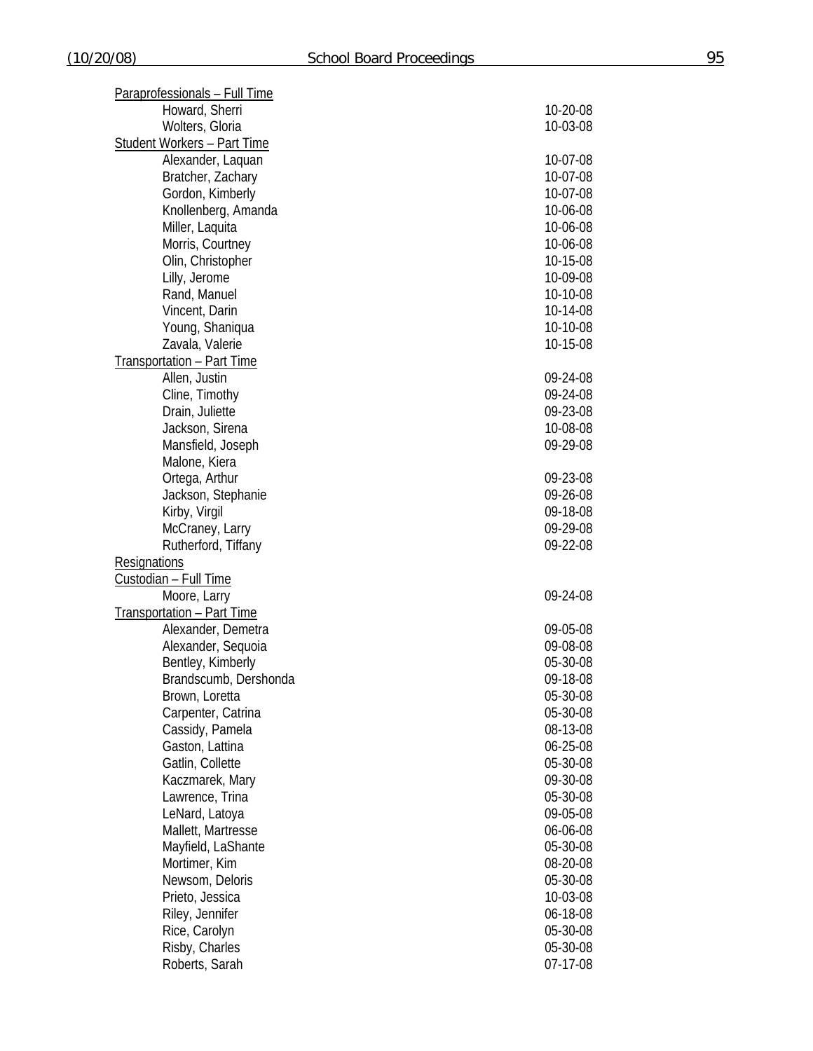Paraprofessionals – Full Time

| | |
|---|---|
| Howard, Sherri | 10-20-08 |
| Wolters, Gloria | 10-03-08 |

Student Workers – Part Time

| | |
|---|---|
| Alexander, Laquan | 10-07-08 |
| Bratcher, Zachary | 10-07-08 |
| Gordon, Kimberly | 10-07-08 |
| Knollenberg, Amanda | 10-06-08 |
| Miller, Laquita | 10-06-08 |
| Morris, Courtney | 10-06-08 |
| Olin, Christopher | 10-15-08 |
| Lilly, Jerome | 10-09-08 |
| Rand, Manuel | 10-10-08 |
| Vincent, Darin | 10-14-08 |
| Young, Shaniqua | 10-10-08 |
| Zavala, Valerie | 10-15-08 |

Transportation – Part Time

| | |
|---|---|
| Allen, Justin | 09-24-08 |
| Cline, Timothy | 09-24-08 |
| Drain, Juliette | 09-23-08 |
| Jackson, Sirena | 10-08-08 |
| Mansfield, Joseph | 09-29-08 |
| Malone, Kiera | |
| Ortega, Arthur | 09-23-08 |
| Jackson, Stephanie | 09-26-08 |
| Kirby, Virgil | 09-18-08 |
| McCraney, Larry | 09-29-08 |
| Rutherford, Tiffany | 09-22-08 |

Resignations

Custodian – Full Time

| | |
|---|---|
| Moore, Larry | 09-24-08 |

Transportation – Part Time

| | |
|---|---|
| Alexander, Demetra | 09-05-08 |
| Alexander, Sequoia | 09-08-08 |
| Bentley, Kimberly | 05-30-08 |
| Brandscumb, Dershonda | 09-18-08 |
| Brown, Loretta | 05-30-08 |
| Carpenter, Catrina | 05-30-08 |
| Cassidy, Pamela | 08-13-08 |
| Gaston, Lattina | 06-25-08 |
| Gatlin, Collette | 05-30-08 |
| Kaczmarek, Mary | 09-30-08 |
| Lawrence, Trina | 05-30-08 |
| LeNard, Latoya | 09-05-08 |
| Mallett, Martresse | 06-06-08 |
| Mayfield, LaShante | 05-30-08 |
| Mortimer, Kim | 08-20-08 |
| Newsom, Deloris | 05-30-08 |
| Prieto, Jessica | 10-03-08 |
| Riley, Jennifer | 06-18-08 |
| Rice, Carolyn | 05-30-08 |
| Risby, Charles | 05-30-08 |
| Roberts, Sarah | 07-17-08 |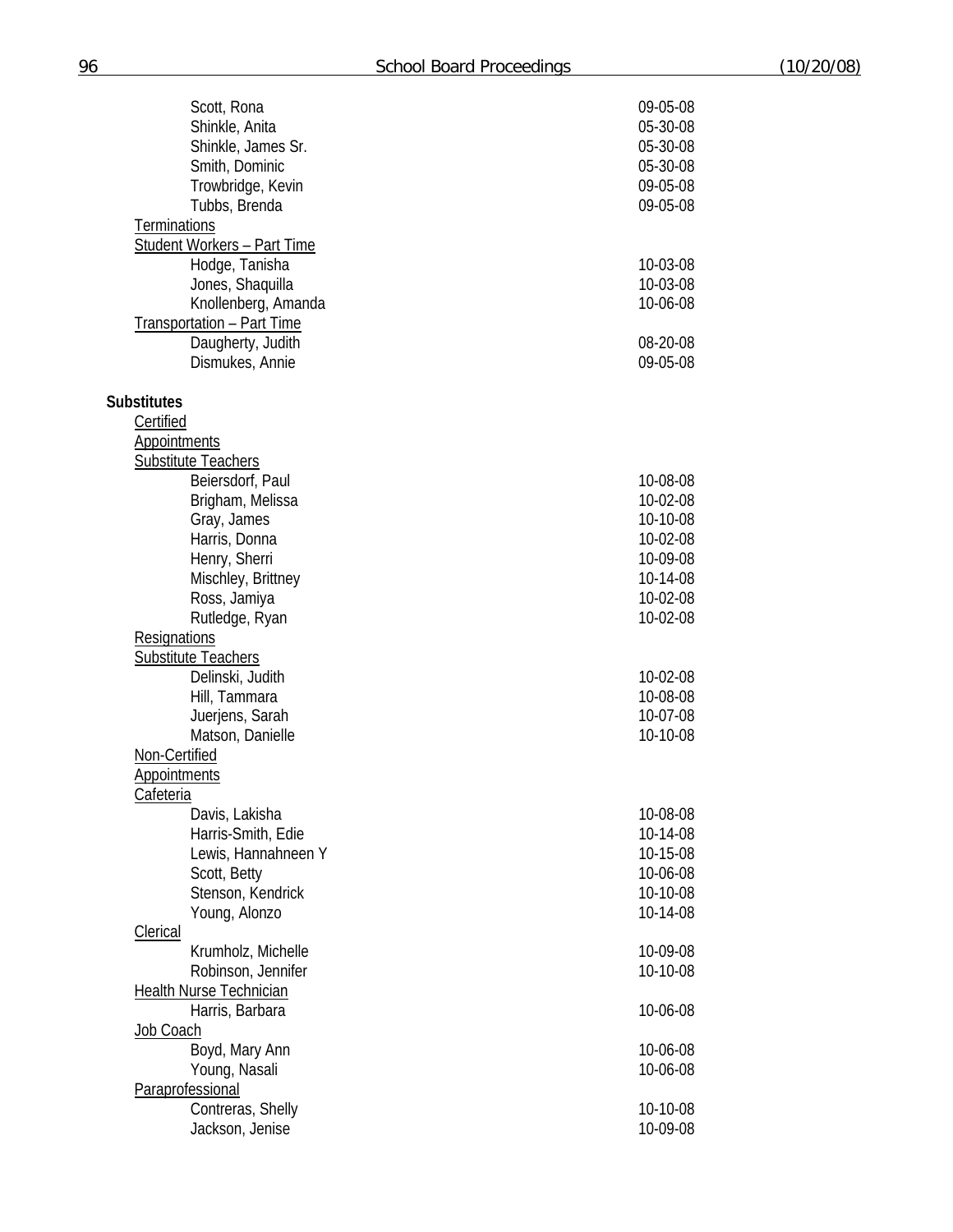| | |
|---|---|
| Scott, Rona | 09-05-08 |
| Shinkle, Anita | 05-30-08 |
| Shinkle, James Sr. | 05-30-08 |
| Smith, Dominic | 05-30-08 |
| Trowbridge, Kevin | 09-05-08 |
| Tubbs, Brenda | 09-05-08 |

Terminations

Student Workers – Part Time

| | |
|---|---|
| Hodge, Tanisha | 10-03-08 |
| Jones, Shaquilla | 10-03-08 |
| Knollenberg, Amanda | 10-06-08 |

Transportation – Part Time

| | |
|---|---|
| Daugherty, Judith | 08-20-08 |
| Dismukes, Annie | 09-05-08 |

**Substitutes**

Certified

Appointments

Substitute Teachers

| | |
|---|---|
| Beiersdorf, Paul | 10-08-08 |
| Brigham, Melissa | 10-02-08 |
| Gray, James | 10-10-08 |
| Harris, Donna | 10-02-08 |
| Henry, Sherri | 10-09-08 |
| Mischley, Brittney | 10-14-08 |
| Ross, Jamiya | 10-02-08 |
| Rutledge, Ryan | 10-02-08 |

Resignations

Substitute Teachers

| | |
|---|---|
| Delinski, Judith | 10-02-08 |
| Hill, Tammara | 10-08-08 |
| Juerjens, Sarah | 10-07-08 |
| Matson, Danielle | 10-10-08 |

Non-Certified

Appointments

Cafeteria

| | |
|---|---|
| Davis, Lakisha | 10-08-08 |
| Harris-Smith, Edie | 10-14-08 |
| Lewis, Hannahneen Y | 10-15-08 |
| Scott, Betty | 10-06-08 |
| Stenson, Kendrick | 10-10-08 |
| Young, Alonzo | 10-14-08 |

Clerical

| | |
|---|---|
| Krumholz, Michelle | 10-09-08 |
| Robinson, Jennifer | 10-10-08 |

Health Nurse Technician

| | |
|---|---|
| Harris, Barbara | 10-06-08 |

Job Coach

| | |
|---|---|
| Boyd, Mary Ann | 10-06-08 |
| Young, Nasali | 10-06-08 |

Paraprofessional

| | |
|---|---|
| Contreras, Shelly | 10-10-08 |
| Jackson, Jenise | 10-09-08 |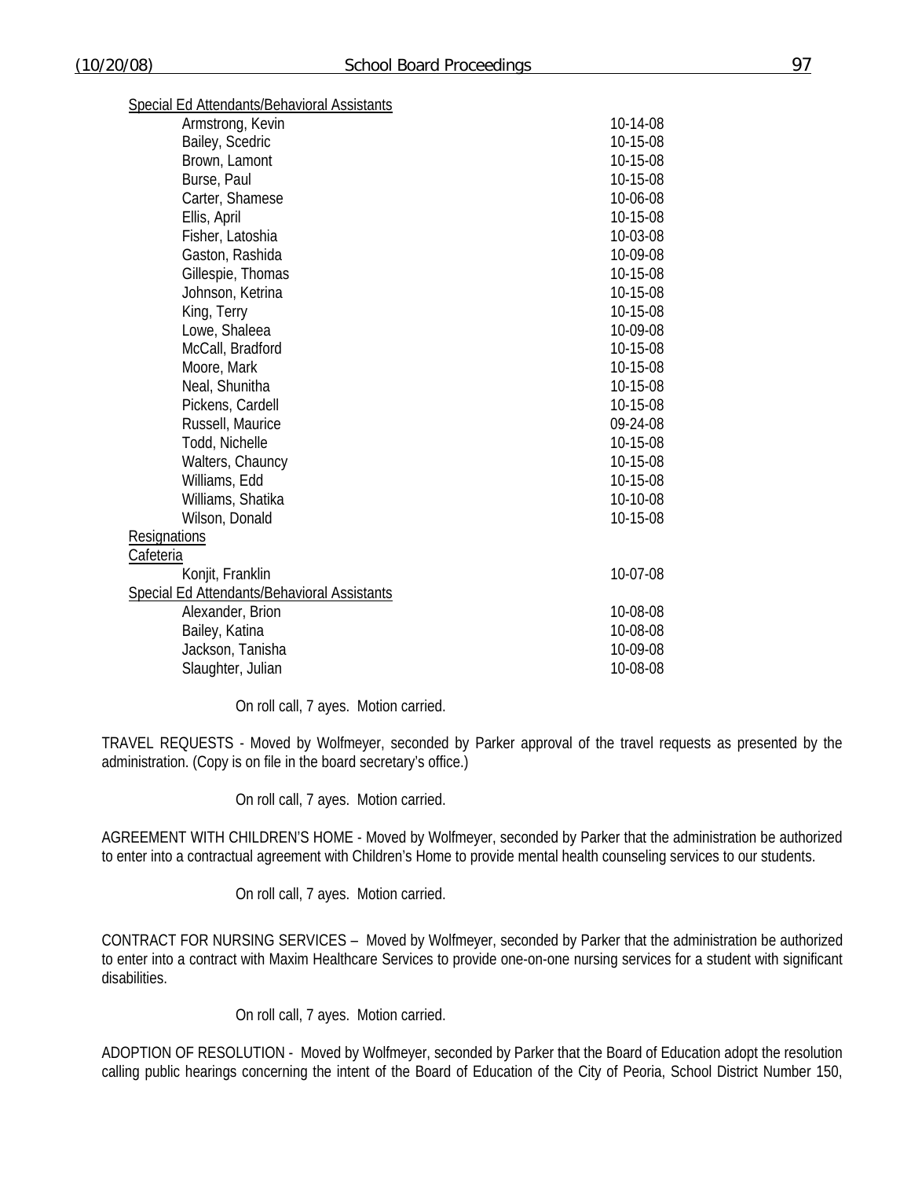Special Ed Attendants/Behavioral Assistants

| | |
|---|---|
| Armstrong, Kevin | 10-14-08 |
| Bailey, Scedric | 10-15-08 |
| Brown, Lamont | 10-15-08 |
| Burse, Paul | 10-15-08 |
| Carter, Shamese | 10-06-08 |
| Ellis, April | 10-15-08 |
| Fisher, Latoshia | 10-03-08 |
| Gaston, Rashida | 10-09-08 |
| Gillespie, Thomas | 10-15-08 |
| Johnson, Ketrina | 10-15-08 |
| King, Terry | 10-15-08 |
| Lowe, Shaleea | 10-09-08 |
| McCall, Bradford | 10-15-08 |
| Moore, Mark | 10-15-08 |
| Neal, Shunitha | 10-15-08 |
| Pickens, Cardell | 10-15-08 |
| Russell, Maurice | 09-24-08 |
| Todd, Nichelle | 10-15-08 |
| Walters, Chauncy | 10-15-08 |
| Williams, Edd | 10-15-08 |
| Williams, Shatika | 10-10-08 |
| Wilson, Donald | 10-15-08 |

Resignations

Cafeteria

| | |
|---|---|
| Konjit, Franklin | 10-07-08 |

Special Ed Attendants/Behavioral Assistants

| | |
|---|---|
| Alexander, Brion | 10-08-08 |
| Bailey, Katina | 10-08-08 |
| Jackson, Tanisha | 10-09-08 |
| Slaughter, Julian | 10-08-08 |

On roll call, 7 ayes. Motion carried.

TRAVEL REQUESTS - Moved by Wolfmeyer, seconded by Parker approval of the travel requests as presented by the administration. (Copy is on file in the board secretary's office.)

On roll call, 7 ayes. Motion carried.

AGREEMENT WITH CHILDREN'S HOME - Moved by Wolfmeyer, seconded by Parker that the administration be authorized to enter into a contractual agreement with Children's Home to provide mental health counseling services to our students.

On roll call, 7 ayes. Motion carried.

CONTRACT FOR NURSING SERVICES – Moved by Wolfmeyer, seconded by Parker that the administration be authorized to enter into a contract with Maxim Healthcare Services to provide one-on-one nursing services for a student with significant disabilities.

On roll call, 7 ayes. Motion carried.

ADOPTION OF RESOLUTION - Moved by Wolfmeyer, seconded by Parker that the Board of Education adopt the resolution calling public hearings concerning the intent of the Board of Education of the City of Peoria, School District Number 150,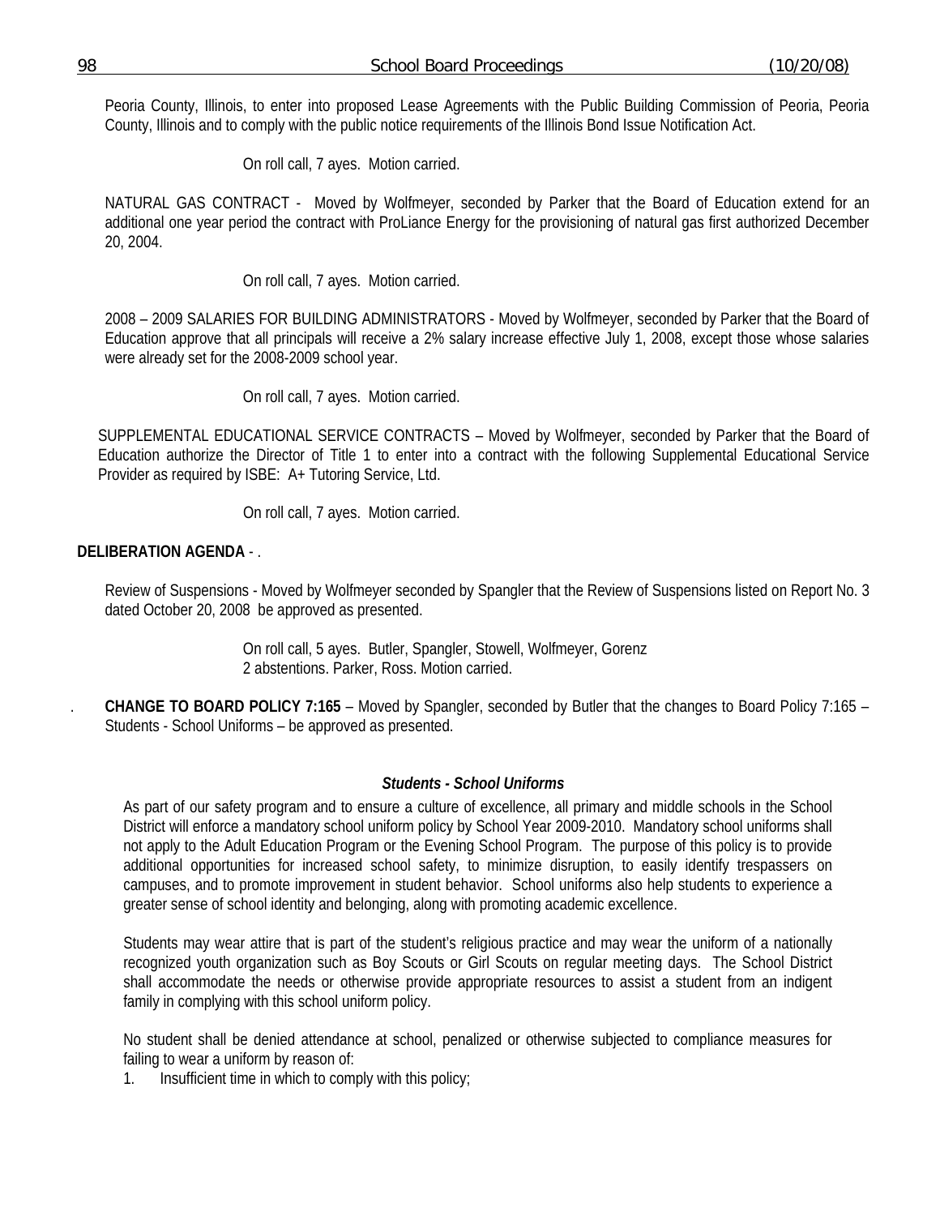Peoria County, Illinois, to enter into proposed Lease Agreements with the Public Building Commission of Peoria, Peoria County, Illinois and to comply with the public notice requirements of the Illinois Bond Issue Notification Act.

On roll call, 7 ayes. Motion carried.

NATURAL GAS CONTRACT - Moved by Wolfmeyer, seconded by Parker that the Board of Education extend for an additional one year period the contract with ProLiance Energy for the provisioning of natural gas first authorized December 20, 2004.

On roll call, 7 ayes. Motion carried.

2008 – 2009 SALARIES FOR BUILDING ADMINISTRATORS - Moved by Wolfmeyer, seconded by Parker that the Board of Education approve that all principals will receive a 2% salary increase effective July 1, 2008, except those whose salaries were already set for the 2008-2009 school year.

On roll call, 7 ayes. Motion carried.

SUPPLEMENTAL EDUCATIONAL SERVICE CONTRACTS – Moved by Wolfmeyer, seconded by Parker that the Board of Education authorize the Director of Title 1 to enter into a contract with the following Supplemental Educational Service Provider as required by ISBE: A+ Tutoring Service, Ltd.

On roll call, 7 ayes. Motion carried.

**DELIBERATION AGENDA** - .

Review of Suspensions - Moved by Wolfmeyer seconded by Spangler that the Review of Suspensions listed on Report No. 3 dated October 20, 2008 be approved as presented.

On roll call, 5 ayes. Butler, Spangler, Stowell, Wolfmeyer, Gorenz
2 abstentions. Parker, Ross. Motion carried.

. **CHANGE TO BOARD POLICY 7:165** – Moved by Spangler, seconded by Butler that the changes to Board Policy 7:165 – Students - School Uniforms – be approved as presented.

***Students - School Uniforms***

As part of our safety program and to ensure a culture of excellence, all primary and middle schools in the School District will enforce a mandatory school uniform policy by School Year 2009-2010. Mandatory school uniforms shall not apply to the Adult Education Program or the Evening School Program. The purpose of this policy is to provide additional opportunities for increased school safety, to minimize disruption, to easily identify trespassers on campuses, and to promote improvement in student behavior. School uniforms also help students to experience a greater sense of school identity and belonging, along with promoting academic excellence.

Students may wear attire that is part of the student's religious practice and may wear the uniform of a nationally recognized youth organization such as Boy Scouts or Girl Scouts on regular meeting days. The School District shall accommodate the needs or otherwise provide appropriate resources to assist a student from an indigent family in complying with this school uniform policy.

No student shall be denied attendance at school, penalized or otherwise subjected to compliance measures for failing to wear a uniform by reason of:

1. Insufficient time in which to comply with this policy;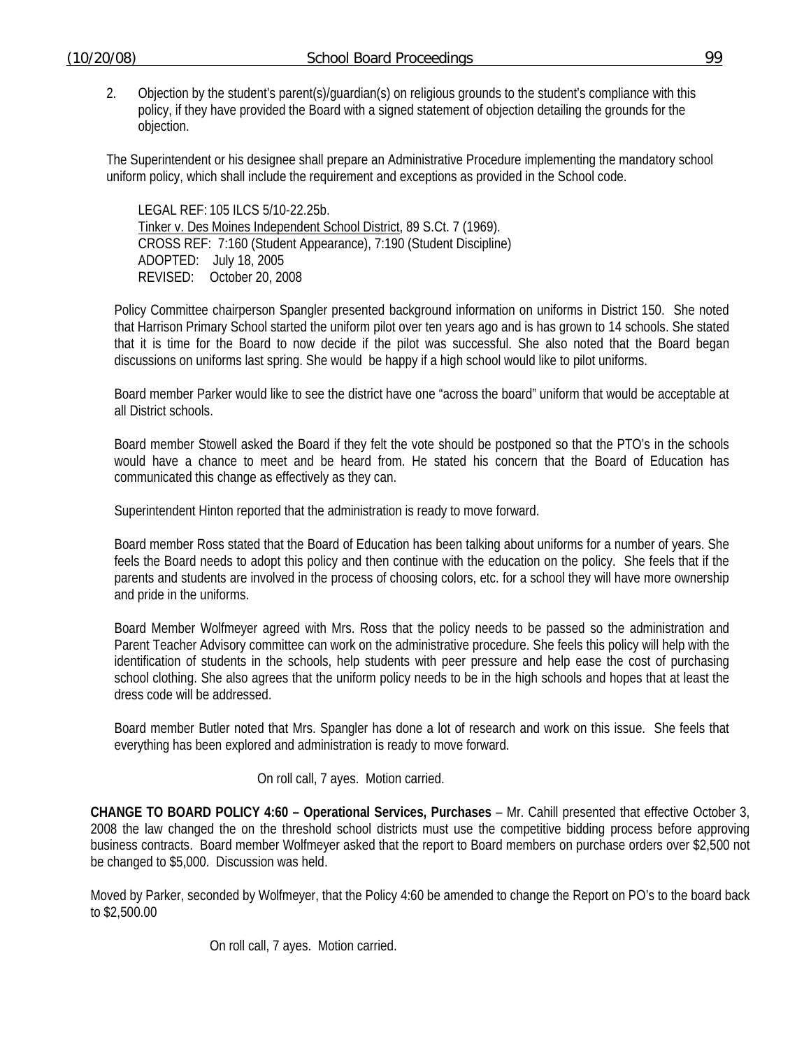2. Objection by the student's parent(s)/guardian(s) on religious grounds to the student's compliance with this policy, if they have provided the Board with a signed statement of objection detailing the grounds for the objection.

The Superintendent or his designee shall prepare an Administrative Procedure implementing the mandatory school uniform policy, which shall include the requirement and exceptions as provided in the School code.

LEGAL REF: 105 ILCS 5/10-22.25b.
Tinker v. Des Moines Independent School District, 89 S.Ct. 7 (1969).
CROSS REF: 7:160 (Student Appearance), 7:190 (Student Discipline)
ADOPTED: July 18, 2005
REVISED: October 20, 2008

Policy Committee chairperson Spangler presented background information on uniforms in District 150. She noted that Harrison Primary School started the uniform pilot over ten years ago and is has grown to 14 schools. She stated that it is time for the Board to now decide if the pilot was successful. She also noted that the Board began discussions on uniforms last spring. She would be happy if a high school would like to pilot uniforms.

Board member Parker would like to see the district have one "across the board" uniform that would be acceptable at all District schools.

Board member Stowell asked the Board if they felt the vote should be postponed so that the PTO's in the schools would have a chance to meet and be heard from. He stated his concern that the Board of Education has communicated this change as effectively as they can.

Superintendent Hinton reported that the administration is ready to move forward.

Board member Ross stated that the Board of Education has been talking about uniforms for a number of years. She feels the Board needs to adopt this policy and then continue with the education on the policy. She feels that if the parents and students are involved in the process of choosing colors, etc. for a school they will have more ownership and pride in the uniforms.

Board Member Wolfmeyer agreed with Mrs. Ross that the policy needs to be passed so the administration and Parent Teacher Advisory committee can work on the administrative procedure. She feels this policy will help with the identification of students in the schools, help students with peer pressure and help ease the cost of purchasing school clothing. She also agrees that the uniform policy needs to be in the high schools and hopes that at least the dress code will be addressed.

Board member Butler noted that Mrs. Spangler has done a lot of research and work on this issue. She feels that everything has been explored and administration is ready to move forward.

On roll call, 7 ayes. Motion carried.

**CHANGE TO BOARD POLICY 4:60 – Operational Services, Purchases** – Mr. Cahill presented that effective October 3, 2008 the law changed the on the threshold school districts must use the competitive bidding process before approving business contracts. Board member Wolfmeyer asked that the report to Board members on purchase orders over $2,500 not be changed to $5,000. Discussion was held.

Moved by Parker, seconded by Wolfmeyer, that the Policy 4:60 be amended to change the Report on PO's to the board back to $2,500.00

On roll call, 7 ayes. Motion carried.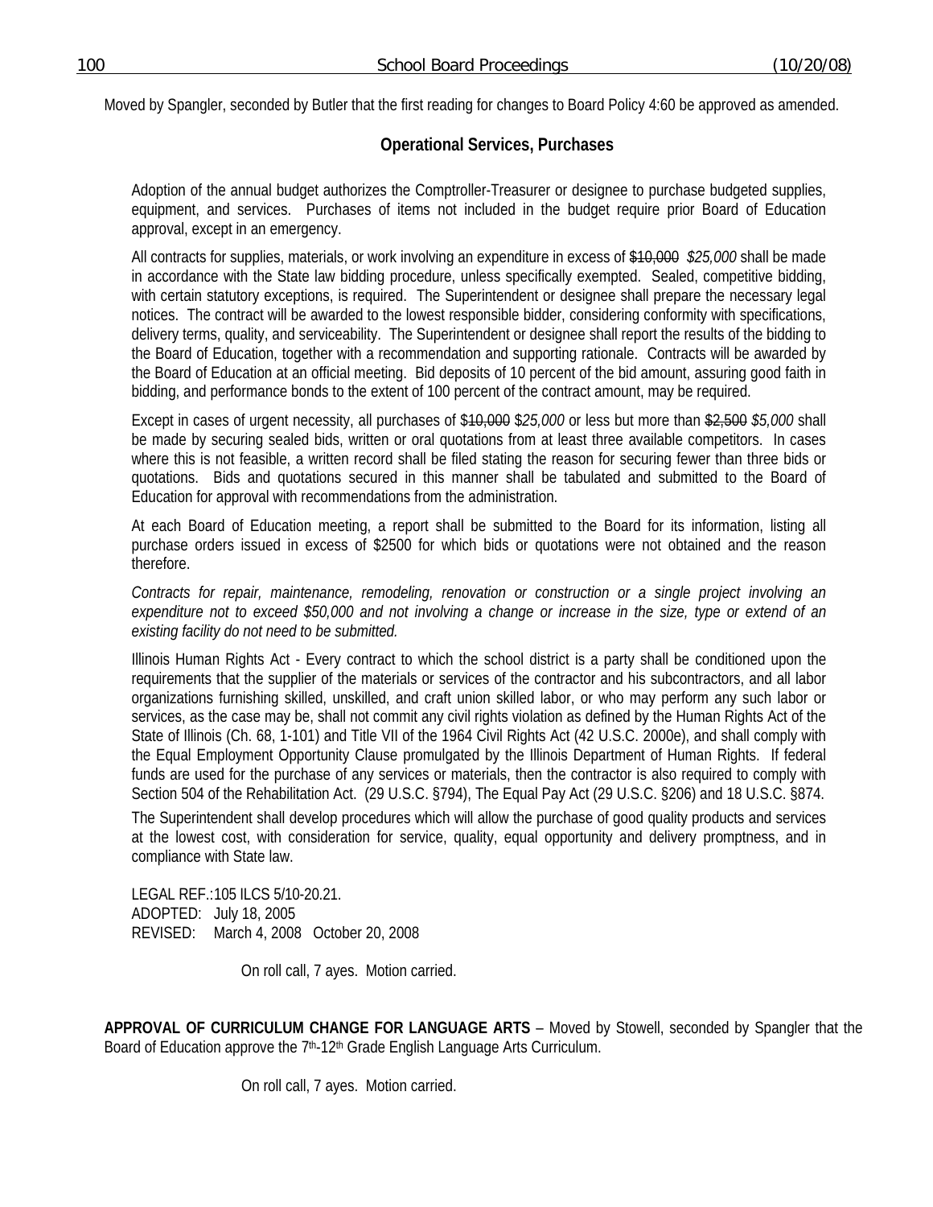Moved by Spangler, seconded by Butler that the first reading for changes to Board Policy 4:60 be approved as amended.

**Operational Services, Purchases**

Adoption of the annual budget authorizes the Comptroller-Treasurer or designee to purchase budgeted supplies, equipment, and services. Purchases of items not included in the budget require prior Board of Education approval, except in an emergency.

All contracts for supplies, materials, or work involving an expenditure in excess of ~~$10,000~~ *$25,000* shall be made in accordance with the State law bidding procedure, unless specifically exempted. Sealed, competitive bidding, with certain statutory exceptions, is required. The Superintendent or designee shall prepare the necessary legal notices. The contract will be awarded to the lowest responsible bidder, considering conformity with specifications, delivery terms, quality, and serviceability. The Superintendent or designee shall report the results of the bidding to the Board of Education, together with a recommendation and supporting rationale. Contracts will be awarded by the Board of Education at an official meeting. Bid deposits of 10 percent of the bid amount, assuring good faith in bidding, and performance bonds to the extent of 100 percent of the contract amount, may be required.

Except in cases of urgent necessity, all purchases of $~~10,000~~ $*25,000* or less but more than ~~$2,500~~ *$5,000* shall be made by securing sealed bids, written or oral quotations from at least three available competitors. In cases where this is not feasible, a written record shall be filed stating the reason for securing fewer than three bids or quotations. Bids and quotations secured in this manner shall be tabulated and submitted to the Board of Education for approval with recommendations from the administration.

At each Board of Education meeting, a report shall be submitted to the Board for its information, listing all purchase orders issued in excess of $2500 for which bids or quotations were not obtained and the reason therefore.

*Contracts for repair, maintenance, remodeling, renovation or construction or a single project involving an expenditure not to exceed $50,000 and not involving a change or increase in the size, type or extend of an existing facility do not need to be submitted.*

Illinois Human Rights Act - Every contract to which the school district is a party shall be conditioned upon the requirements that the supplier of the materials or services of the contractor and his subcontractors, and all labor organizations furnishing skilled, unskilled, and craft union skilled labor, or who may perform any such labor or services, as the case may be, shall not commit any civil rights violation as defined by the Human Rights Act of the State of Illinois (Ch. 68, 1-101) and Title VII of the 1964 Civil Rights Act (42 U.S.C. 2000e), and shall comply with the Equal Employment Opportunity Clause promulgated by the Illinois Department of Human Rights. If federal funds are used for the purchase of any services or materials, then the contractor is also required to comply with Section 504 of the Rehabilitation Act. (29 U.S.C. §794), The Equal Pay Act (29 U.S.C. §206) and 18 U.S.C. §874.

The Superintendent shall develop procedures which will allow the purchase of good quality products and services at the lowest cost, with consideration for service, quality, equal opportunity and delivery promptness, and in compliance with State law.

LEGAL REF.: 105 ILCS 5/10-20.21.
ADOPTED: July 18, 2005
REVISED: March 4, 2008 October 20, 2008

On roll call, 7 ayes. Motion carried.

**APPROVAL OF CURRICULUM CHANGE FOR LANGUAGE ARTS** – Moved by Stowell, seconded by Spangler that the Board of Education approve the 7th-12th Grade English Language Arts Curriculum.

On roll call, 7 ayes. Motion carried.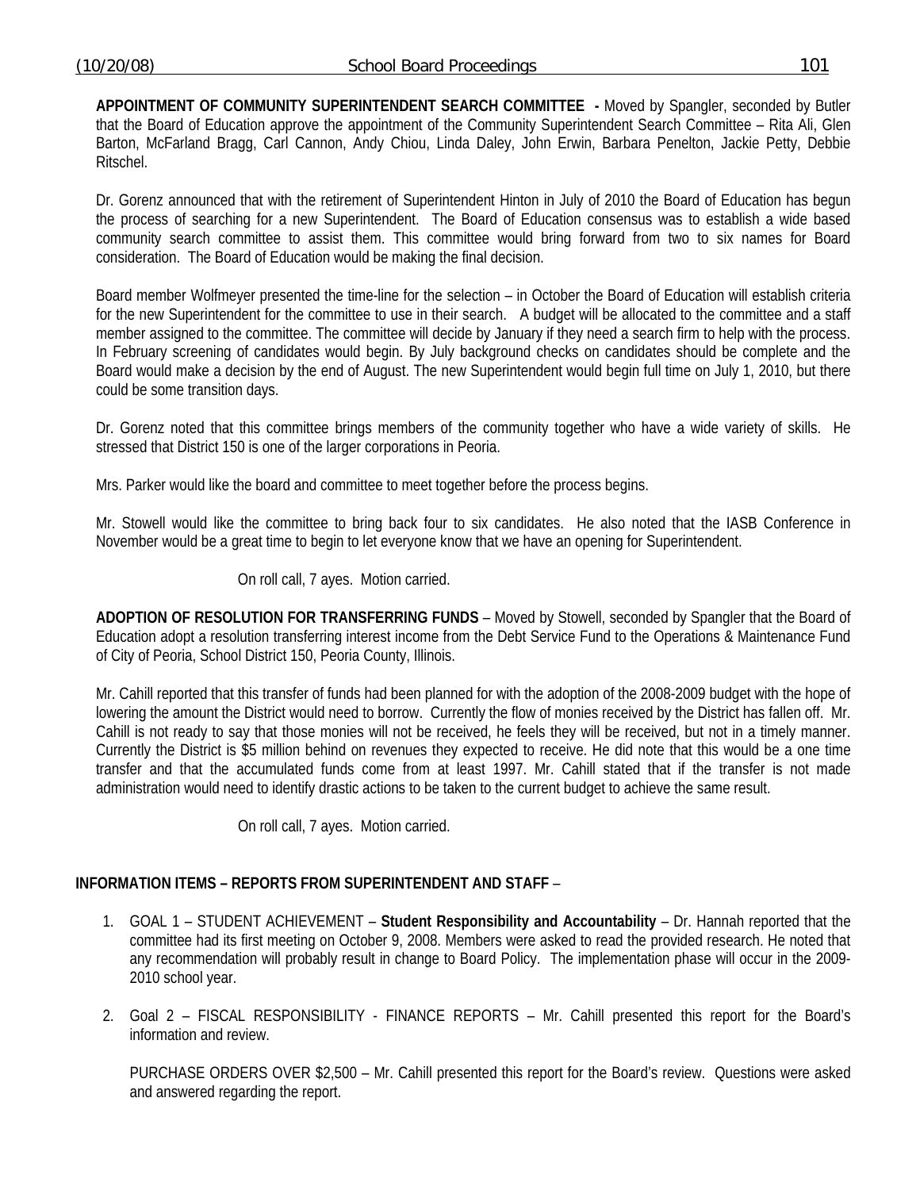**APPOINTMENT OF COMMUNITY SUPERINTENDENT SEARCH COMMITTEE -** Moved by Spangler, seconded by Butler that the Board of Education approve the appointment of the Community Superintendent Search Committee – Rita Ali, Glen Barton, McFarland Bragg, Carl Cannon, Andy Chiou, Linda Daley, John Erwin, Barbara Penelton, Jackie Petty, Debbie Ritschel.

Dr. Gorenz announced that with the retirement of Superintendent Hinton in July of 2010 the Board of Education has begun the process of searching for a new Superintendent. The Board of Education consensus was to establish a wide based community search committee to assist them. This committee would bring forward from two to six names for Board consideration. The Board of Education would be making the final decision.

Board member Wolfmeyer presented the time-line for the selection – in October the Board of Education will establish criteria for the new Superintendent for the committee to use in their search. A budget will be allocated to the committee and a staff member assigned to the committee. The committee will decide by January if they need a search firm to help with the process. In February screening of candidates would begin. By July background checks on candidates should be complete and the Board would make a decision by the end of August. The new Superintendent would begin full time on July 1, 2010, but there could be some transition days.

Dr. Gorenz noted that this committee brings members of the community together who have a wide variety of skills. He stressed that District 150 is one of the larger corporations in Peoria.

Mrs. Parker would like the board and committee to meet together before the process begins.

Mr. Stowell would like the committee to bring back four to six candidates. He also noted that the IASB Conference in November would be a great time to begin to let everyone know that we have an opening for Superintendent.

On roll call, 7 ayes. Motion carried.

**ADOPTION OF RESOLUTION FOR TRANSFERRING FUNDS** – Moved by Stowell, seconded by Spangler that the Board of Education adopt a resolution transferring interest income from the Debt Service Fund to the Operations & Maintenance Fund of City of Peoria, School District 150, Peoria County, Illinois.

Mr. Cahill reported that this transfer of funds had been planned for with the adoption of the 2008-2009 budget with the hope of lowering the amount the District would need to borrow. Currently the flow of monies received by the District has fallen off. Mr. Cahill is not ready to say that those monies will not be received, he feels they will be received, but not in a timely manner. Currently the District is $5 million behind on revenues they expected to receive. He did note that this would be a one time transfer and that the accumulated funds come from at least 1997. Mr. Cahill stated that if the transfer is not made administration would need to identify drastic actions to be taken to the current budget to achieve the same result.

On roll call, 7 ayes. Motion carried.

**INFORMATION ITEMS – REPORTS FROM SUPERINTENDENT AND STAFF** –

1. GOAL 1 – STUDENT ACHIEVEMENT – **Student Responsibility and Accountability** – Dr. Hannah reported that the committee had its first meeting on October 9, 2008. Members were asked to read the provided research. He noted that any recommendation will probably result in change to Board Policy. The implementation phase will occur in the 2009-2010 school year.

2. Goal 2 – FISCAL RESPONSIBILITY - FINANCE REPORTS – Mr. Cahill presented this report for the Board's information and review.

   PURCHASE ORDERS OVER $2,500 – Mr. Cahill presented this report for the Board's review. Questions were asked and answered regarding the report.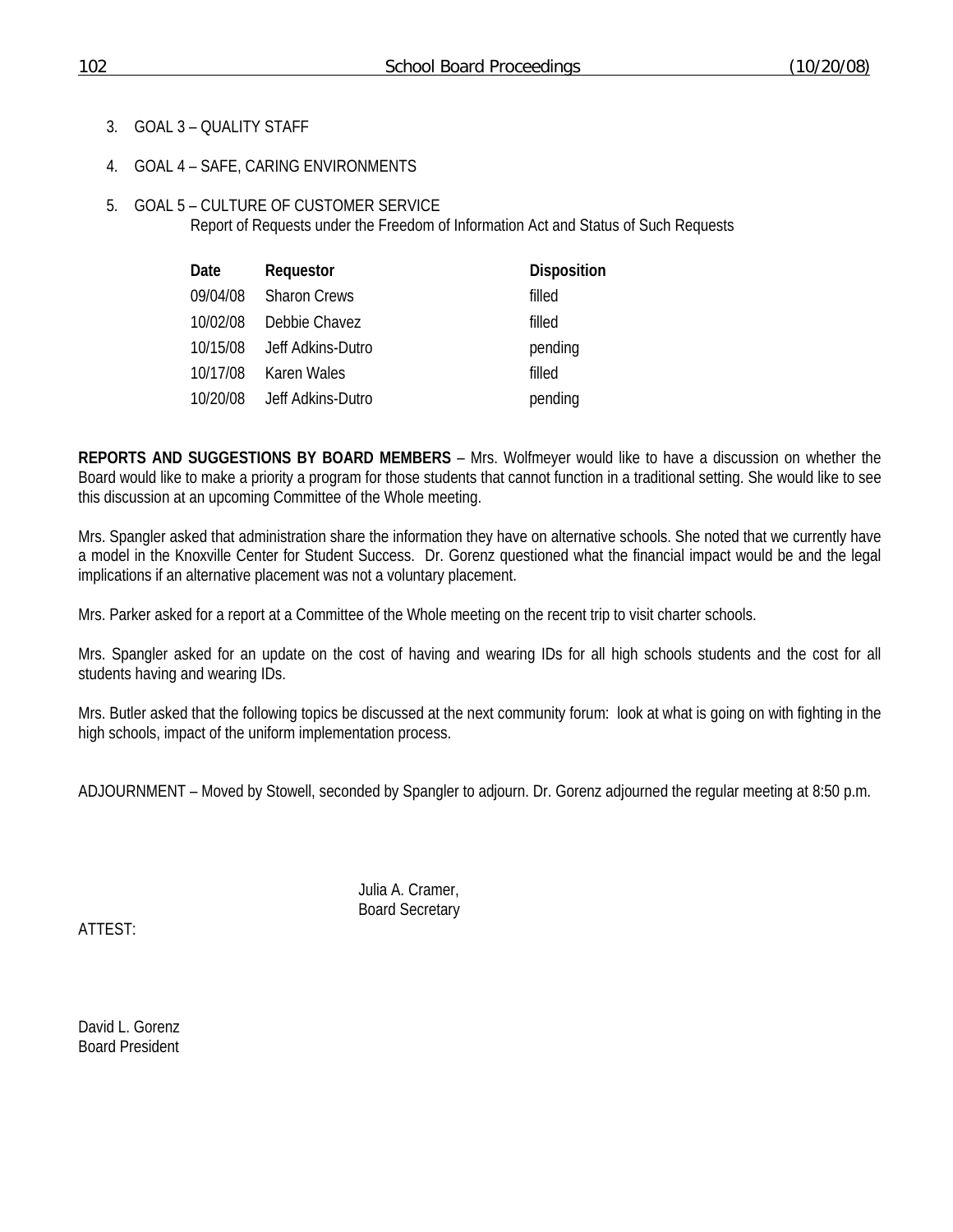3. GOAL 3 – QUALITY STAFF

4. GOAL 4 – SAFE, CARING ENVIRONMENTS

5. GOAL 5 – CULTURE OF CUSTOMER SERVICE
   Report of Requests under the Freedom of Information Act and Status of Such Requests

| Date | Requestor | Disposition |
|---|---|---|
| 09/04/08 | Sharon Crews | filled |
| 10/02/08 | Debbie Chavez | filled |
| 10/15/08 | Jeff Adkins-Dutro | pending |
| 10/17/08 | Karen Wales | filled |
| 10/20/08 | Jeff Adkins-Dutro | pending |

**REPORTS AND SUGGESTIONS BY BOARD MEMBERS** – Mrs. Wolfmeyer would like to have a discussion on whether the Board would like to make a priority a program for those students that cannot function in a traditional setting. She would like to see this discussion at an upcoming Committee of the Whole meeting.

Mrs. Spangler asked that administration share the information they have on alternative schools. She noted that we currently have a model in the Knoxville Center for Student Success. Dr. Gorenz questioned what the financial impact would be and the legal implications if an alternative placement was not a voluntary placement.

Mrs. Parker asked for a report at a Committee of the Whole meeting on the recent trip to visit charter schools.

Mrs. Spangler asked for an update on the cost of having and wearing IDs for all high schools students and the cost for all students having and wearing IDs.

Mrs. Butler asked that the following topics be discussed at the next community forum: look at what is going on with fighting in the high schools, impact of the uniform implementation process.

ADJOURNMENT – Moved by Stowell, seconded by Spangler to adjourn. Dr. Gorenz adjourned the regular meeting at 8:50 p.m.

Julia A. Cramer,
Board Secretary

ATTEST:

David L. Gorenz
Board President